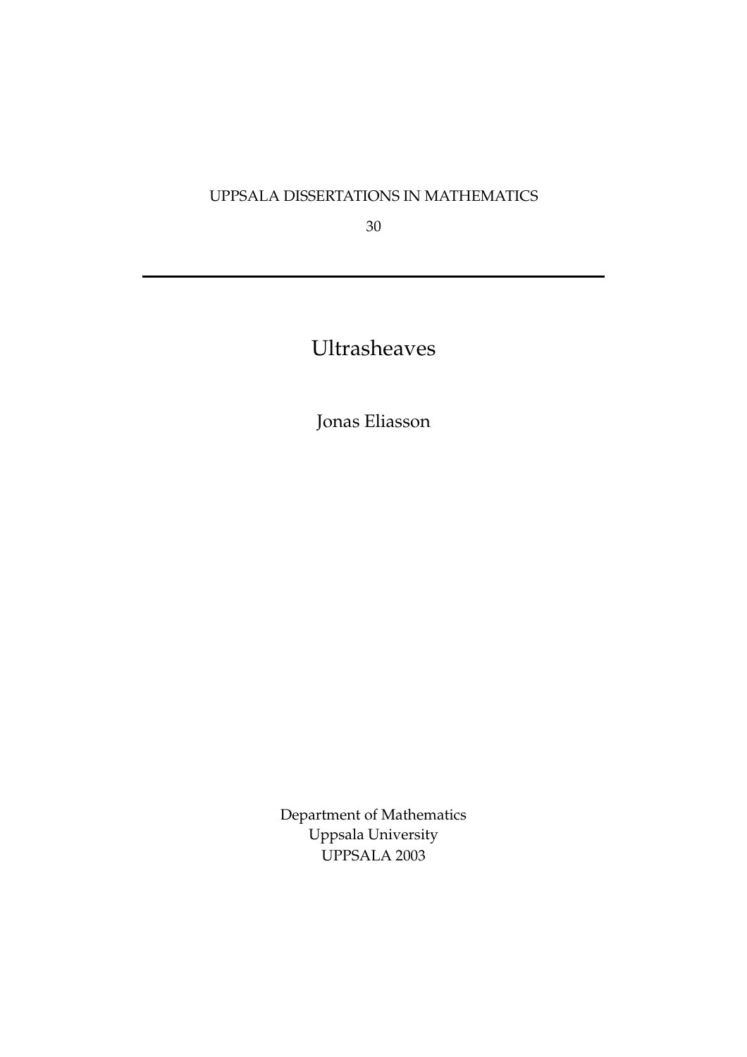UPPSALA DISSERTATIONS IN MATHEMATICS

30

---

# Ultrasheaves

Jonas Eliasson

Department of Mathematics
Uppsala University
UPPSALA 2003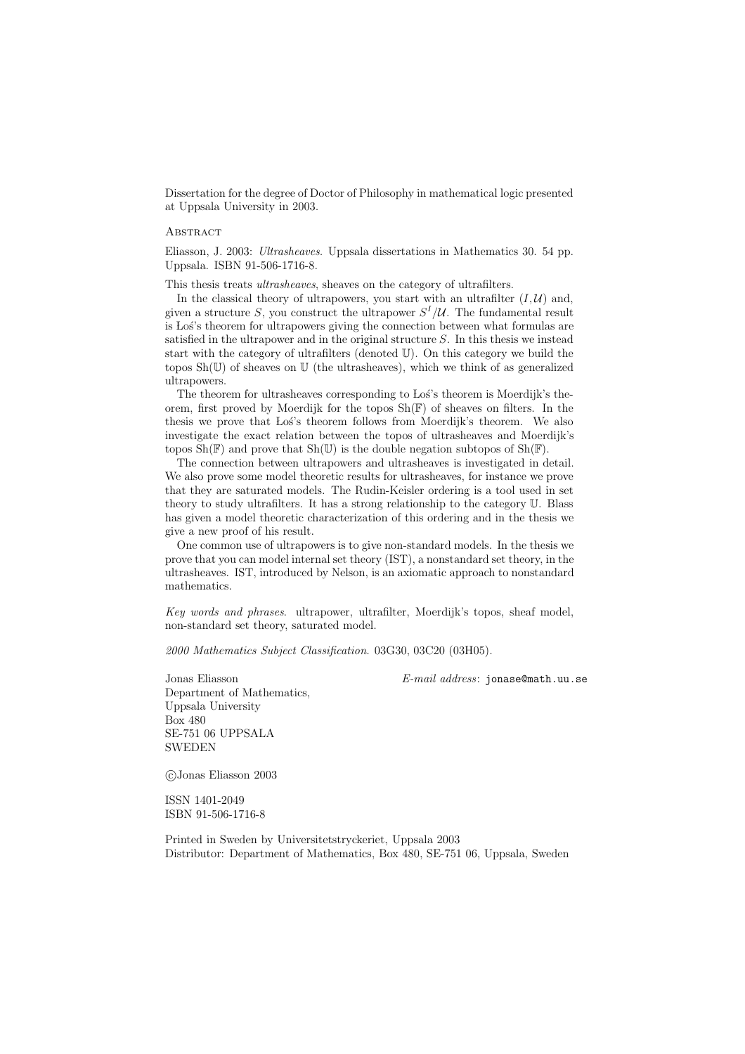Dissertation for the degree of Doctor of Philosophy in mathematical logic presented at Uppsala University in 2003.

Abstract

Eliasson, J. 2003: *Ultrasheaves*. Uppsala dissertations in Mathematics 30. 54 pp. Uppsala. ISBN 91-506-1716-8.

This thesis treats *ultrasheaves*, sheaves on the category of ultrafilters.

In the classical theory of ultrapowers, you start with an ultrafilter $(I, \mathcal{U})$ and, given a structure $S$, you construct the ultrapower $S^I/\mathcal{U}$. The fundamental result is Loś's theorem for ultrapowers giving the connection between what formulas are satisfied in the ultrapower and in the original structure $S$. In this thesis we instead start with the category of ultrafilters (denoted $\mathbb{U}$). On this category we build the topos $\mathrm{Sh}(\mathbb{U})$ of sheaves on $\mathbb{U}$ (the ultrasheaves), which we think of as generalized ultrapowers.

The theorem for ultrasheaves corresponding to Loś's theorem is Moerdijk's theorem, first proved by Moerdijk for the topos $\mathrm{Sh}(\mathbb{F})$ of sheaves on filters. In the thesis we prove that Loś's theorem follows from Moerdijk's theorem. We also investigate the exact relation between the topos of ultrasheaves and Moerdijk's topos $\mathrm{Sh}(\mathbb{F})$ and prove that $\mathrm{Sh}(\mathbb{U})$ is the double negation subtopos of $\mathrm{Sh}(\mathbb{F})$.

The connection between ultrapowers and ultrasheaves is investigated in detail. We also prove some model theoretic results for ultrasheaves, for instance we prove that they are saturated models. The Rudin-Keisler ordering is a tool used in set theory to study ultrafilters. It has a strong relationship to the category $\mathbb{U}$. Blass has given a model theoretic characterization of this ordering and in the thesis we give a new proof of his result.

One common use of ultrapowers is to give non-standard models. In the thesis we prove that you can model internal set theory (IST), a nonstandard set theory, in the ultrasheaves. IST, introduced by Nelson, is an axiomatic approach to nonstandard mathematics.

*Key words and phrases*. ultrapower, ultrafilter, Moerdijk's topos, sheaf model, non-standard set theory, saturated model.

*2000 Mathematics Subject Classification*. 03G30, 03C20 (03H05).

Jonas Eliasson
Department of Mathematics,
Uppsala University
Box 480
SE-751 06 UPPSALA
SWEDEN

*E-mail address*: jonase@math.uu.se

©Jonas Eliasson 2003

ISSN 1401-2049
ISBN 91-506-1716-8

Printed in Sweden by Universitetstryckeriet, Uppsala 2003
Distributor: Department of Mathematics, Box 480, SE-751 06, Uppsala, Sweden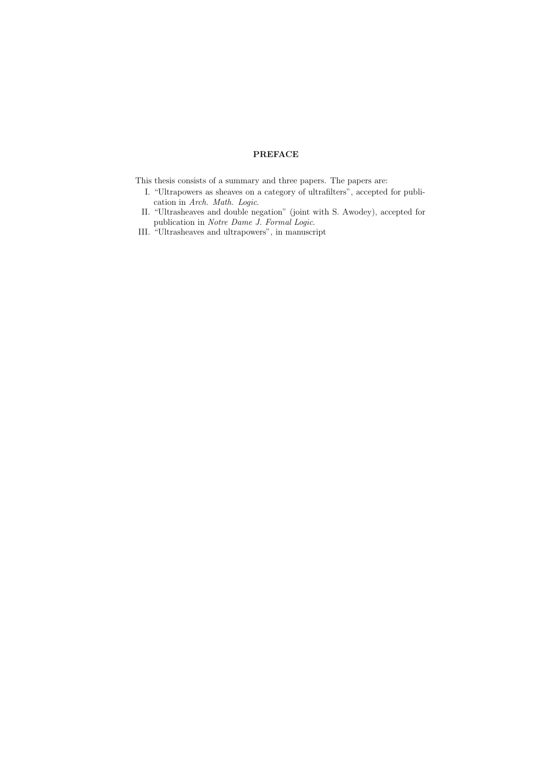# PREFACE

This thesis consists of a summary and three papers. The papers are:

I. "Ultrapowers as sheaves on a category of ultrafilters", accepted for publication in *Arch. Math. Logic*.

II. "Ultrasheaves and double negation" (joint with S. Awodey), accepted for publication in *Notre Dame J. Formal Logic*.

III. "Ultrasheaves and ultrapowers", in manuscript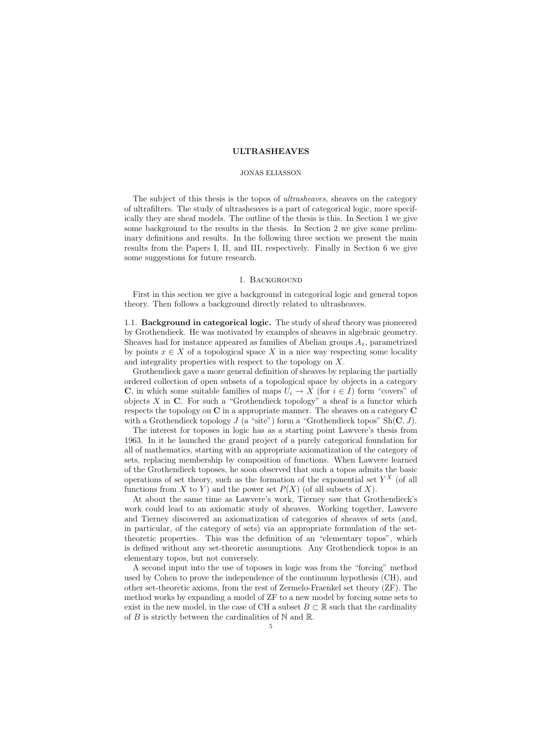# ULTRASHEAVES

JONAS ELIASSON

The subject of this thesis is the topos of *ultrasheaves*, sheaves on the category of ultrafilters. The study of ultrasheaves is a part of categorical logic, more specifically they are sheaf models. The outline of the thesis is this. In Section 1 we give some background to the results in the thesis. In Section 2 we give some preliminary definitions and results. In the following three section we present the main results from the Papers I, II, and III, respectively. Finally in Section 6 we give some suggestions for future research.

## 1. Background

First in this section we give a background in categorical logic and general topos theory. Then follows a background directly related to ultrasheaves.

### 1.1. Background in categorical logic.

The study of sheaf theory was pioneered by Grothendieck. He was motivated by examples of sheaves in algebraic geometry. Sheaves had for instance appeared as families of Abelian groups $A_x$, parametrized by points $x \in X$ of a topological space $X$ in a nice way respecting some locality and integrality properties with respect to the topology on $X$.

Grothendieck gave a more general definition of sheaves by replacing the partially ordered collection of open subsets of a topological space by objects in a category **C**, in which some suitable families of maps $U_i \to X$ (for $i \in I$) form "covers" of objects $X$ in **C**. For such a "Grothendieck topology" a sheaf is a functor which respects the topology on **C** in a appropriate manner. The sheaves on a category **C** with a Grothendieck topology $J$ (a "site") form a "Grothendieck topos" $\mathrm{Sh}(\mathbf{C}, J)$.

The interest for toposes in logic has as a starting point Lawvere's thesis from 1963. In it he launched the grand project of a purely categorical foundation for all of mathematics, starting with an appropriate axiomatization of the category of sets, replacing membership by composition of functions. When Lawvere learned of the Grothendieck toposes, he soon observed that such a topos admits the basic operations of set theory, such as the formation of the exponential set $Y^X$ (of all functions from $X$ to $Y$) and the power set $P(X)$ (of all subsets of $X$).

At about the same time as Lawvere's work, Tierney saw that Grothendieck's work could lead to an axiomatic study of sheaves. Working together, Lawvere and Tierney discovered an axiomatization of categories of sheaves of sets (and, in particular, of the category of sets) via an appropriate formulation of the set-theoretic properties. This was the definition of an "elementary topos", which is defined without any set-theoretic assumptions. Any Grothendieck topos is an elementary topos, but not conversely.

A second input into the use of toposes in logic was from the "forcing" method used by Cohen to prove the independence of the continuum hypothesis (CH), and other set-theoretic axioms, from the rest of Zermelo-Fraenkel set theory (ZF). The method works by expanding a model of ZF to a new model by forcing some sets to exist in the new model, in the case of CH a subset $B \subset \mathbb{R}$ such that the cardinality of $B$ is strictly between the cardinalities of $\mathbb{N}$ and $\mathbb{R}$.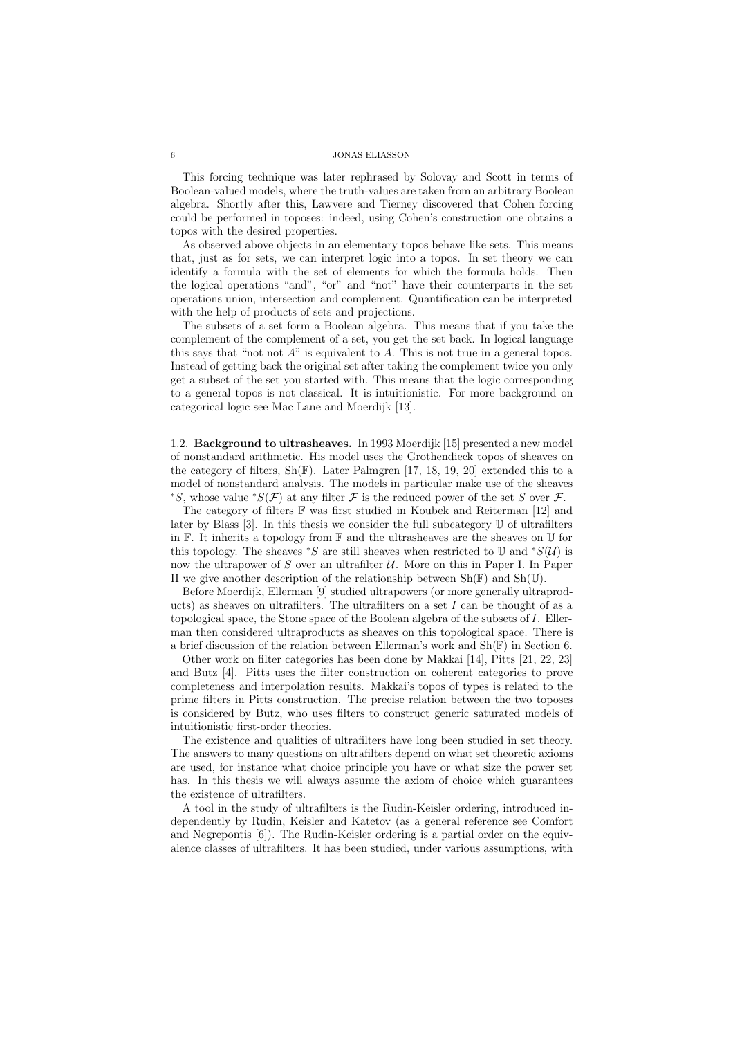This forcing technique was later rephrased by Solovay and Scott in terms of Boolean-valued models, where the truth-values are taken from an arbitrary Boolean algebra. Shortly after this, Lawvere and Tierney discovered that Cohen forcing could be performed in toposes: indeed, using Cohen's construction one obtains a topos with the desired properties.

As observed above objects in an elementary topos behave like sets. This means that, just as for sets, we can interpret logic into a topos. In set theory we can identify a formula with the set of elements for which the formula holds. Then the logical operations "and", "or" and "not" have their counterparts in the set operations union, intersection and complement. Quantification can be interpreted with the help of products of sets and projections.

The subsets of a set form a Boolean algebra. This means that if you take the complement of the complement of a set, you get the set back. In logical language this says that "not not $A$" is equivalent to $A$. This is not true in a general topos. Instead of getting back the original set after taking the complement twice you only get a subset of the set you started with. This means that the logic corresponding to a general topos is not classical. It is intuitionistic. For more background on categorical logic see Mac Lane and Moerdijk [13].

### 1.2. Background to ultrasheaves.

In 1993 Moerdijk [15] presented a new model of nonstandard arithmetic. His model uses the Grothendieck topos of sheaves on the category of filters, $\mathrm{Sh}(\mathbb{F})$. Later Palmgren [17, 18, 19, 20] extended this to a model of nonstandard analysis. The models in particular make use of the sheaves ${}^*S$, whose value ${}^*S(\mathcal{F})$ at any filter $\mathcal{F}$ is the reduced power of the set $S$ over $\mathcal{F}$.

The category of filters $\mathbb{F}$ was first studied in Koubek and Reiterman [12] and later by Blass [3]. In this thesis we consider the full subcategory $\mathbb{U}$ of ultrafilters in $\mathbb{F}$. It inherits a topology from $\mathbb{F}$ and the ultrasheaves are the sheaves on $\mathbb{U}$ for this topology. The sheaves ${}^*S$ are still sheaves when restricted to $\mathbb{U}$ and ${}^*S(\mathcal{U})$ is now the ultrapower of $S$ over an ultrafilter $\mathcal{U}$. More on this in Paper I. In Paper II we give another description of the relationship between $\mathrm{Sh}(\mathbb{F})$ and $\mathrm{Sh}(\mathbb{U})$.

Before Moerdijk, Ellerman [9] studied ultrapowers (or more generally ultraproducts) as sheaves on ultrafilters. The ultrafilters on a set $I$ can be thought of as a topological space, the Stone space of the Boolean algebra of the subsets of $I$. Ellerman then considered ultraproducts as sheaves on this topological space. There is a brief discussion of the relation between Ellerman's work and $\mathrm{Sh}(\mathbb{F})$ in Section 6.

Other work on filter categories has been done by Makkai [14], Pitts [21, 22, 23] and Butz [4]. Pitts uses the filter construction on coherent categories to prove completeness and interpolation results. Makkai's topos of types is related to the prime filters in Pitts construction. The precise relation between the two toposes is considered by Butz, who uses filters to construct generic saturated models of intuitionistic first-order theories.

The existence and qualities of ultrafilters have long been studied in set theory. The answers to many questions on ultrafilters depend on what set theoretic axioms are used, for instance what choice principle you have or what size the power set has. In this thesis we will always assume the axiom of choice which guarantees the existence of ultrafilters.

A tool in the study of ultrafilters is the Rudin-Keisler ordering, introduced independently by Rudin, Keisler and Katetov (as a general reference see Comfort and Negrepontis [6]). The Rudin-Keisler ordering is a partial order on the equivalence classes of ultrafilters. It has been studied, under various assumptions, with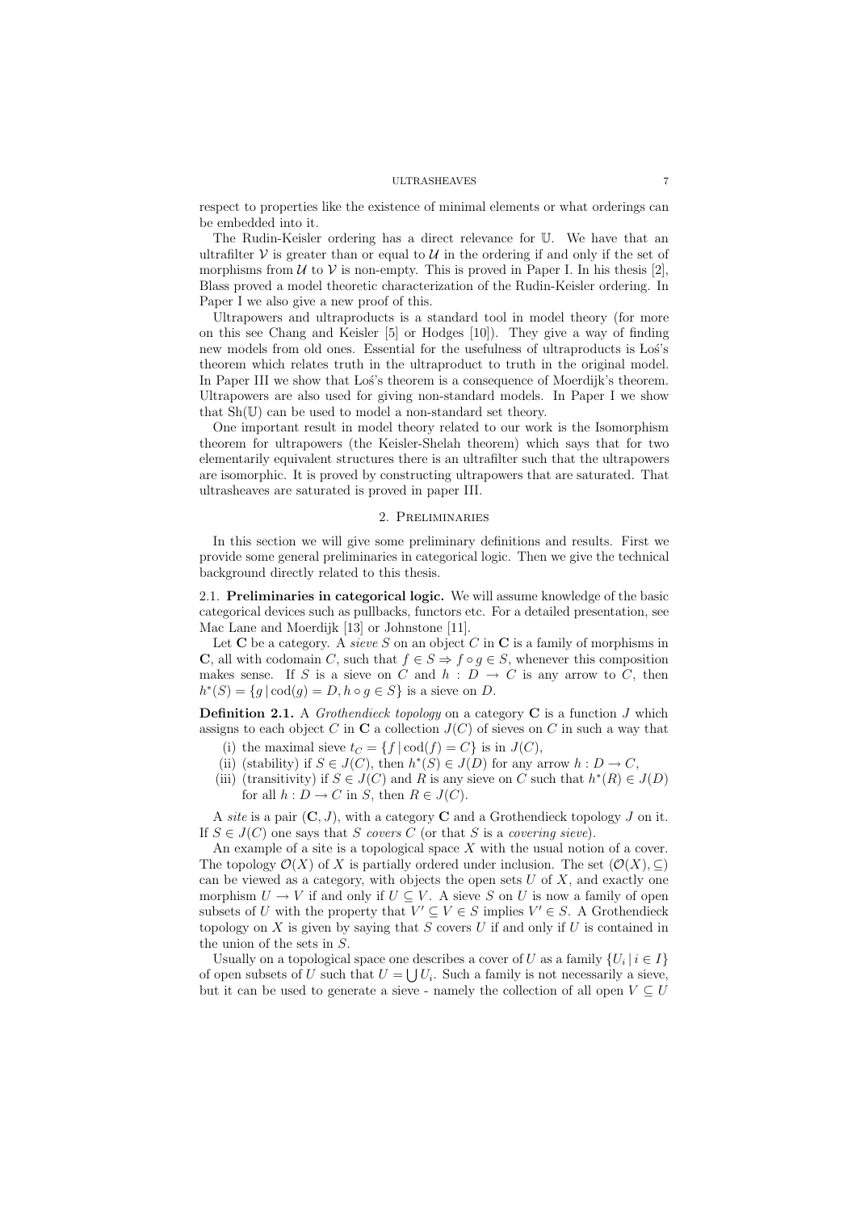respect to properties like the existence of minimal elements or what orderings can be embedded into it.

The Rudin-Keisler ordering has a direct relevance for $\mathbb{U}$. We have that an ultrafilter $\mathcal{V}$ is greater than or equal to $\mathcal{U}$ in the ordering if and only if the set of morphisms from $\mathcal{U}$ to $\mathcal{V}$ is non-empty. This is proved in Paper I. In his thesis [2], Blass proved a model theoretic characterization of the Rudin-Keisler ordering. In Paper I we also give a new proof of this.

Ultrapowers and ultraproducts is a standard tool in model theory (for more on this see Chang and Keisler [5] or Hodges [10]). They give a way of finding new models from old ones. Essential for the usefulness of ultraproducts is Łoś's theorem which relates truth in the ultraproduct to truth in the original model. In Paper III we show that Łoś's theorem is a consequence of Moerdijk's theorem. Ultrapowers are also used for giving non-standard models. In Paper I we show that $\mathrm{Sh}(\mathbb{U})$ can be used to model a non-standard set theory.

One important result in model theory related to our work is the Isomorphism theorem for ultrapowers (the Keisler-Shelah theorem) which says that for two elementarily equivalent structures there is an ultrafilter such that the ultrapowers are isomorphic. It is proved by constructing ultrapowers that are saturated. That ultrasheaves are saturated is proved in paper III.

## 2. Preliminaries

In this section we will give some preliminary definitions and results. First we provide some general preliminaries in categorical logic. Then we give the technical background directly related to this thesis.

### 2.1. Preliminaries in categorical logic.

We will assume knowledge of the basic categorical devices such as pullbacks, functors etc. For a detailed presentation, see Mac Lane and Moerdijk [13] or Johnstone [11].

Let $\mathbf{C}$ be a category. A *sieve* $S$ on an object $C$ in $\mathbf{C}$ is a family of morphisms in $\mathbf{C}$, all with codomain $C$, such that $f \in S \Rightarrow f \circ g \in S$, whenever this composition makes sense. If $S$ is a sieve on $C$ and $h : D \to C$ is any arrow to $C$, then $h^*(S) = \{g \mid \mathrm{cod}(g) = D, h \circ g \in S\}$ is a sieve on $D$.

**Definition 2.1.** A *Grothendieck topology* on a category $\mathbf{C}$ is a function $J$ which assigns to each object $C$ in $\mathbf{C}$ a collection $J(C)$ of sieves on $C$ in such a way that

(i) the maximal sieve $t_C = \{f \mid \mathrm{cod}(f) = C\}$ is in $J(C)$,
(ii) (stability) if $S \in J(C)$, then $h^*(S) \in J(D)$ for any arrow $h : D \to C$,
(iii) (transitivity) if $S \in J(C)$ and $R$ is any sieve on $C$ such that $h^*(R) \in J(D)$ for all $h : D \to C$ in $S$, then $R \in J(C)$.

A *site* is a pair $(\mathbf{C}, J)$, with a category $\mathbf{C}$ and a Grothendieck topology $J$ on it. If $S \in J(C)$ one says that $S$ *covers* $C$ (or that $S$ is a *covering sieve*).

An example of a site is a topological space $X$ with the usual notion of a cover. The topology $\mathcal{O}(X)$ of $X$ is partially ordered under inclusion. The set $(\mathcal{O}(X), \subseteq)$ can be viewed as a category, with objects the open sets $U$ of $X$, and exactly one morphism $U \to V$ if and only if $U \subseteq V$. A sieve $S$ on $U$ is now a family of open subsets of $U$ with the property that $V' \subseteq V \in S$ implies $V' \in S$. A Grothendieck topology on $X$ is given by saying that $S$ covers $U$ if and only if $U$ is contained in the union of the sets in $S$.

Usually on a topological space one describes a cover of $U$ as a family $\{U_i \mid i \in I\}$ of open subsets of $U$ such that $U = \bigcup U_i$. Such a family is not necessarily a sieve, but it can be used to generate a sieve - namely the collection of all open $V \subseteq U$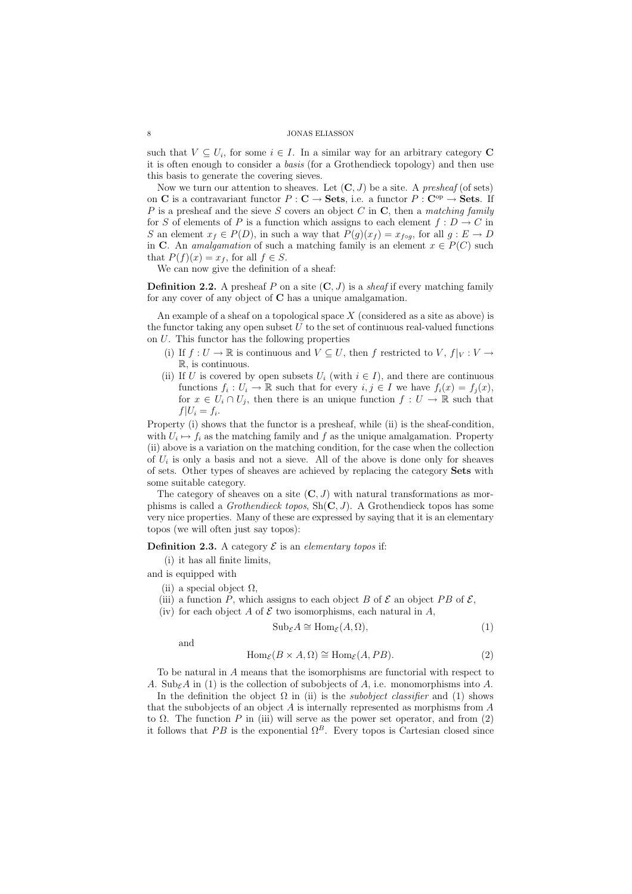such that $V \subseteq U_i$, for some $i \in I$. In a similar way for an arbitrary category $\mathbf{C}$ it is often enough to consider a *basis* (for a Grothendieck topology) and then use this basis to generate the covering sieves.

Now we turn our attention to sheaves. Let $(\mathbf{C}, J)$ be a site. A *presheaf* (of sets) on $\mathbf{C}$ is a contravariant functor $P : \mathbf{C} \to \mathbf{Sets}$, i.e. a functor $P : \mathbf{C}^{\mathrm{op}} \to \mathbf{Sets}$. If $P$ is a presheaf and the sieve $S$ covers an object $C$ in $\mathbf{C}$, then a *matching family* for $S$ of elements of $P$ is a function which assigns to each element $f : D \to C$ in $S$ an element $x_f \in P(D)$, in such a way that $P(g)(x_f) = x_{f \circ g}$, for all $g : E \to D$ in $\mathbf{C}$. An *amalgamation* of such a matching family is an element $x \in P(C)$ such that $P(f)(x) = x_f$, for all $f \in S$.

We can now give the definition of a sheaf:

**Definition 2.2.** A presheaf $P$ on a site $(\mathbf{C}, J)$ is a *sheaf* if every matching family for any cover of any object of $\mathbf{C}$ has a unique amalgamation.

An example of a sheaf on a topological space $X$ (considered as a site as above) is the functor taking any open subset $U$ to the set of continuous real-valued functions on $U$. This functor has the following properties

(i) If $f : U \to \mathbb{R}$ is continuous and $V \subseteq U$, then $f$ restricted to $V$, $f|_V : V \to \mathbb{R}$, is continuous.
(ii) If $U$ is covered by open subsets $U_i$ (with $i \in I$), and there are continuous functions $f_i : U_i \to \mathbb{R}$ such that for every $i, j \in I$ we have $f_i(x) = f_j(x)$, for $x \in U_i \cap U_j$, then there is an unique function $f : U \to \mathbb{R}$ such that $f|U_i = f_i$.

Property (i) shows that the functor is a presheaf, while (ii) is the sheaf-condition, with $U_i \mapsto f_i$ as the matching family and $f$ as the unique amalgamation. Property (ii) above is a variation on the matching condition, for the case when the collection of $U_i$ is only a basis and not a sieve. All of the above is done only for sheaves of sets. Other types of sheaves are achieved by replacing the category $\mathbf{Sets}$ with some suitable category.

The category of sheaves on a site $(\mathbf{C}, J)$ with natural transformations as morphisms is called a *Grothendieck topos*, $\mathrm{Sh}(\mathbf{C}, J)$. A Grothendieck topos has some very nice properties. Many of these are expressed by saying that it is an elementary topos (we will often just say topos):

**Definition 2.3.** A category $\mathcal{E}$ is an *elementary topos* if:

(i) it has all finite limits,

and is equipped with

(ii) a special object $\Omega$,
(iii) a function $P$, which assigns to each object $B$ of $\mathcal{E}$ an object $PB$ of $\mathcal{E}$,
(iv) for each object $A$ of $\mathcal{E}$ two isomorphisms, each natural in $A$,

$$\mathrm{Sub}_{\mathcal{E}} A \cong \mathrm{Hom}_{\mathcal{E}}(A, \Omega), \tag{1}$$

and

$$\mathrm{Hom}_{\mathcal{E}}(B \times A, \Omega) \cong \mathrm{Hom}_{\mathcal{E}}(A, PB). \tag{2}$$

To be natural in $A$ means that the isomorphisms are functorial with respect to $A$. $\mathrm{Sub}_{\mathcal{E}} A$ in (1) is the collection of subobjects of $A$, i.e. monomorphisms into $A$.

In the definition the object $\Omega$ in (ii) is the *subobject classifier* and (1) shows that the subobjects of an object $A$ is internally represented as morphisms from $A$ to $\Omega$. The function $P$ in (iii) will serve as the power set operator, and from (2) it follows that $PB$ is the exponential $\Omega^B$. Every topos is Cartesian closed since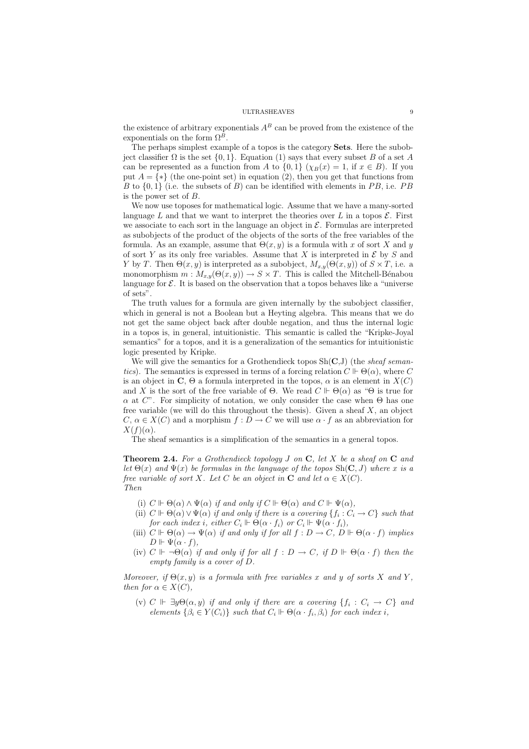the existence of arbitrary exponentials $A^B$ can be proved from the existence of the exponentials on the form $\Omega^B$.

The perhaps simplest example of a topos is the category **Sets**. Here the subobject classifier $\Omega$ is the set $\{0,1\}$. Equation (1) says that every subset $B$ of a set $A$ can be represented as a function from $A$ to $\{0,1\}$ ($\chi_B(x) = 1$, if $x \in B$). If you put $A = \{*\}$ (the one-point set) in equation (2), then you get that functions from $B$ to $\{0,1\}$ (i.e. the subsets of $B$) can be identified with elements in $PB$, i.e. $PB$ is the power set of $B$.

We now use toposes for mathematical logic. Assume that we have a many-sorted language $L$ and that we want to interpret the theories over $L$ in a topos $\mathcal{E}$. First we associate to each sort in the language an object in $\mathcal{E}$. Formulas are interpreted as subobjects of the product of the objects of the sorts of the free variables of the formula. As an example, assume that $\Theta(x,y)$ is a formula with $x$ of sort $X$ and $y$ of sort $Y$ as its only free variables. Assume that $X$ is interpreted in $\mathcal{E}$ by $S$ and $Y$ by $T$. Then $\Theta(x,y)$ is interpreted as a subobject, $M_{x,y}(\Theta(x,y))$ of $S \times T$, i.e. a monomorphism $m : M_{x,y}(\Theta(x,y)) \to S \times T$. This is called the Mitchell-Bénabou language for $\mathcal{E}$. It is based on the observation that a topos behaves like a "universe of sets".

The truth values for a formula are given internally by the subobject classifier, which in general is not a Boolean but a Heyting algebra. This means that we do not get the same object back after double negation, and thus the internal logic in a topos is, in general, intuitionistic. This semantic is called the "Kripke-Joyal semantics" for a topos, and it is a generalization of the semantics for intuitionistic logic presented by Kripke.

We will give the semantics for a Grothendieck topos Sh(**C**,J) (the *sheaf semantics*). The semantics is expressed in terms of a forcing relation $C \Vdash \Theta(\alpha)$, where $C$ is an object in **C**, $\Theta$ a formula interpreted in the topos, $\alpha$ is an element in $X(C)$ and $X$ is the sort of the free variable of $\Theta$. We read $C \Vdash \Theta(\alpha)$ as "$\Theta$ is true for $\alpha$ at $C$". For simplicity of notation, we only consider the case when $\Theta$ has one free variable (we will do this throughout the thesis). Given a sheaf $X$, an object $C$, $\alpha \in X(C)$ and a morphism $f : D \to C$ we will use $\alpha \cdot f$ as an abbreviation for $X(f)(\alpha)$.

The sheaf semantics is a simplification of the semantics in a general topos.

**Theorem 2.4.** *For a Grothendieck topology $J$ on **C**, let $X$ be a sheaf on **C** and let $\Theta(x)$ and $\Psi(x)$ be formulas in the language of the topos $\mathrm{Sh}(\mathbf{C}, J)$ where $x$ is a free variable of sort $X$. Let $C$ be an object in **C** and let $\alpha \in X(C)$. Then*

(i) *$C \Vdash \Theta(\alpha) \wedge \Psi(\alpha)$ if and only if $C \Vdash \Theta(\alpha)$ and $C \Vdash \Psi(\alpha)$,*
(ii) *$C \Vdash \Theta(\alpha) \vee \Psi(\alpha)$ if and only if there is a covering $\{f_i : C_i \to C\}$ such that for each index $i$, either $C_i \Vdash \Theta(\alpha \cdot f_i)$ or $C_i \Vdash \Psi(\alpha \cdot f_i)$,*
(iii) *$C \Vdash \Theta(\alpha) \to \Psi(\alpha)$ if and only if for all $f : D \to C$, $D \Vdash \Theta(\alpha \cdot f)$ implies $D \Vdash \Psi(\alpha \cdot f)$,*
(iv) *$C \Vdash \neg\Theta(\alpha)$ if and only if for all $f : D \to C$, if $D \Vdash \Theta(\alpha \cdot f)$ then the empty family is a cover of $D$.*

*Moreover, if $\Theta(x,y)$ is a formula with free variables $x$ and $y$ of sorts $X$ and $Y$, then for $\alpha \in X(C)$,*

(v) *$C \Vdash \exists y \Theta(\alpha, y)$ if and only if there are a covering $\{f_i : C_i \to C\}$ and elements $\{\beta_i \in Y(C_i)\}$ such that $C_i \Vdash \Theta(\alpha \cdot f_i, \beta_i)$ for each index $i$,*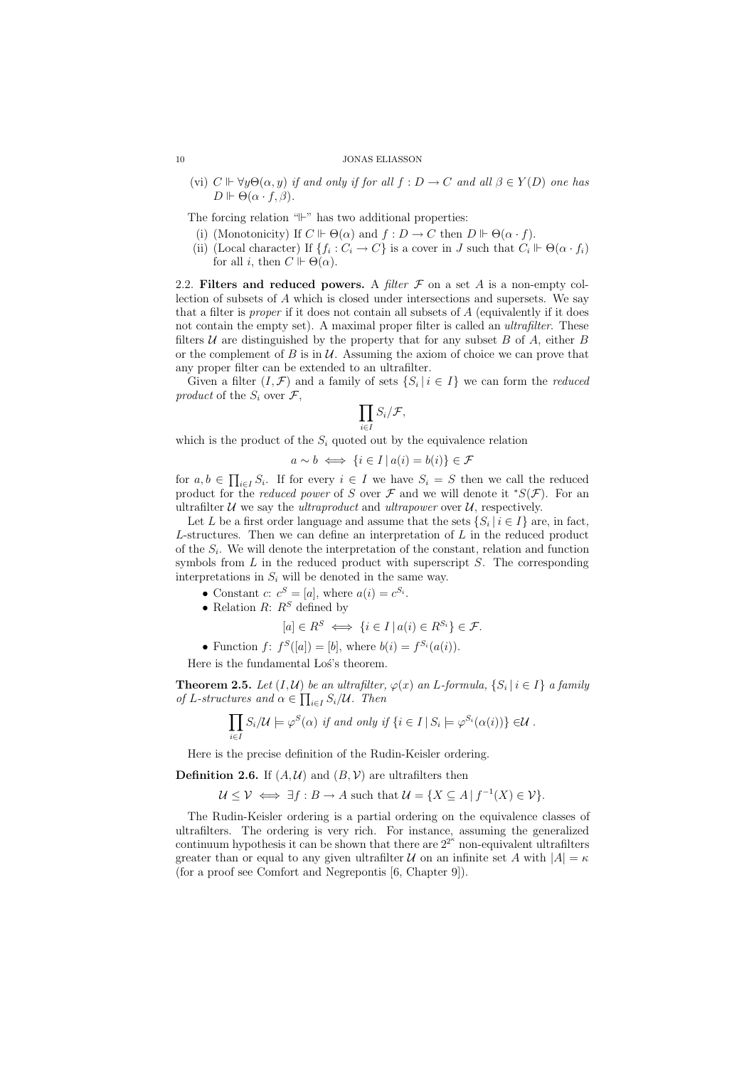(vi) $C \Vdash \forall y \Theta(\alpha, y)$ *if and only if for all* $f : D \to C$ *and all* $\beta \in Y(D)$ *one has* $D \Vdash \Theta(\alpha \cdot f, \beta)$.

The forcing relation "$\Vdash$" has two additional properties:

(i) (Monotonicity) If $C \Vdash \Theta(\alpha)$ and $f : D \to C$ then $D \Vdash \Theta(\alpha \cdot f)$.

(ii) (Local character) If $\{f_i : C_i \to C\}$ is a cover in $J$ such that $C_i \Vdash \Theta(\alpha \cdot f_i)$ for all $i$, then $C \Vdash \Theta(\alpha)$.

2.2. **Filters and reduced powers.** A *filter* $\mathcal{F}$ on a set $A$ is a non-empty collection of subsets of $A$ which is closed under intersections and supersets. We say that a filter is *proper* if it does not contain all subsets of $A$ (equivalently if it does not contain the empty set). A maximal proper filter is called an *ultrafilter*. These filters $\mathcal{U}$ are distinguished by the property that for any subset $B$ of $A$, either $B$ or the complement of $B$ is in $\mathcal{U}$. Assuming the axiom of choice we can prove that any proper filter can be extended to an ultrafilter.

Given a filter $(I, \mathcal{F})$ and a family of sets $\{S_i \mid i \in I\}$ we can form the *reduced product* of the $S_i$ over $\mathcal{F}$,

$$\prod_{i \in I} S_i / \mathcal{F},$$

which is the product of the $S_i$ quoted out by the equivalence relation

$$a \sim b \iff \{i \in I \mid a(i) = b(i)\} \in \mathcal{F}$$

for $a, b \in \prod_{i \in I} S_i$. If for every $i \in I$ we have $S_i = S$ then we call the reduced product for the *reduced power* of $S$ over $\mathcal{F}$ and we will denote it ${}^*S(\mathcal{F})$. For an ultrafilter $\mathcal{U}$ we say the *ultraproduct* and *ultrapower* over $\mathcal{U}$, respectively.

Let $L$ be a first order language and assume that the sets $\{S_i \mid i \in I\}$ are, in fact, $L$-structures. Then we can define an interpretation of $L$ in the reduced product of the $S_i$. We will denote the interpretation of the constant, relation and function symbols from $L$ in the reduced product with superscript $S$. The corresponding interpretations in $S_i$ will be denoted in the same way.

- Constant $c$: $c^S = [a]$, where $a(i) = c^{S_i}$.
- Relation $R$: $R^S$ defined by
$$[a] \in R^S \iff \{i \in I \mid a(i) \in R^{S_i}\} \in \mathcal{F}.$$
- Function $f$: $f^S([a]) = [b]$, where $b(i) = f^{S_i}(a(i))$.

Here is the fundamental Łoś's theorem.

**Theorem 2.5.** *Let* $(I, \mathcal{U})$ *be an ultrafilter,* $\varphi(x)$ *an* $L$*-formula,* $\{S_i \mid i \in I\}$ *a family of* $L$*-structures and* $\alpha \in \prod_{i \in I} S_i / \mathcal{U}$. *Then*

$$\prod_{i \in I} S_i / \mathcal{U} \models \varphi^S(\alpha) \text{ if and only if } \{i \in I \mid S_i \models \varphi^{S_i}(\alpha(i))\} \in \mathcal{U}.$$

Here is the precise definition of the Rudin-Keisler ordering.

**Definition 2.6.** If $(A, \mathcal{U})$ and $(B, \mathcal{V})$ are ultrafilters then

$$\mathcal{U} \leq \mathcal{V} \iff \exists f : B \to A \text{ such that } \mathcal{U} = \{X \subseteq A \mid f^{-1}(X) \in \mathcal{V}\}.$$

The Rudin-Keisler ordering is a partial ordering on the equivalence classes of ultrafilters. The ordering is very rich. For instance, assuming the generalized continuum hypothesis it can be shown that there are $2^{2^\kappa}$ non-equivalent ultrafilters greater than or equal to any given ultrafilter $\mathcal{U}$ on an infinite set $A$ with $|A| = \kappa$ (for a proof see Comfort and Negrepontis [6, Chapter 9]).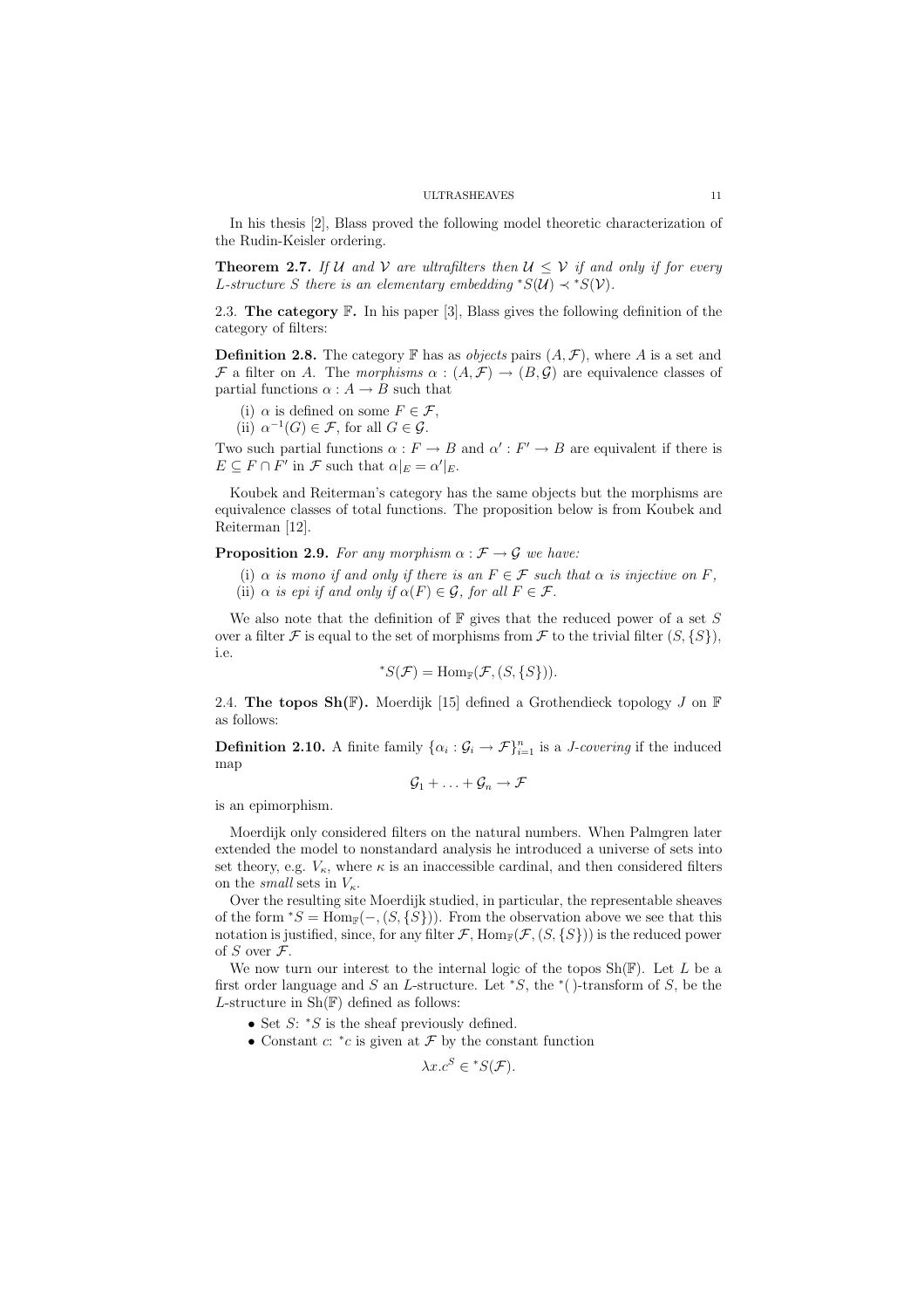In his thesis [2], Blass proved the following model theoretic characterization of the Rudin-Keisler ordering.

**Theorem 2.7.** *If $\mathcal{U}$ and $\mathcal{V}$ are ultrafilters then $\mathcal{U} \leq \mathcal{V}$ if and only if for every $L$-structure $S$ there is an elementary embedding ${}^*S(\mathcal{U}) \prec {}^*S(\mathcal{V})$.*

2.3. **The category $\mathbb{F}$.** In his paper [3], Blass gives the following definition of the category of filters:

**Definition 2.8.** The category $\mathbb{F}$ has as *objects* pairs $(A, \mathcal{F})$, where $A$ is a set and $\mathcal{F}$ a filter on $A$. The *morphisms* $\alpha : (A, \mathcal{F}) \to (B, \mathcal{G})$ are equivalence classes of partial functions $\alpha : A \to B$ such that

(i) $\alpha$ is defined on some $F \in \mathcal{F}$,
(ii) $\alpha^{-1}(G) \in \mathcal{F}$, for all $G \in \mathcal{G}$.

Two such partial functions $\alpha : F \to B$ and $\alpha' : F' \to B$ are equivalent if there is $E \subseteq F \cap F'$ in $\mathcal{F}$ such that $\alpha|_E = \alpha'|_E$.

Koubek and Reiterman's category has the same objects but the morphisms are equivalence classes of total functions. The proposition below is from Koubek and Reiterman [12].

**Proposition 2.9.** *For any morphism $\alpha : \mathcal{F} \to \mathcal{G}$ we have:*

(i) *$\alpha$ is mono if and only if there is an $F \in \mathcal{F}$ such that $\alpha$ is injective on $F$,*
(ii) *$\alpha$ is epi if and only if $\alpha(F) \in \mathcal{G}$, for all $F \in \mathcal{F}$.*

We also note that the definition of $\mathbb{F}$ gives that the reduced power of a set $S$ over a filter $\mathcal{F}$ is equal to the set of morphisms from $\mathcal{F}$ to the trivial filter $(S, \{S\})$, i.e.

$$ {}^*S(\mathcal{F}) = \mathrm{Hom}_{\mathbb{F}}(\mathcal{F}, (S, \{S\})). $$

2.4. **The topos Sh($\mathbb{F}$).** Moerdijk [15] defined a Grothendieck topology $J$ on $\mathbb{F}$ as follows:

**Definition 2.10.** A finite family $\{\alpha_i : \mathcal{G}_i \to \mathcal{F}\}_{i=1}^n$ is a *$J$-covering* if the induced map

$$ \mathcal{G}_1 + \ldots + \mathcal{G}_n \to \mathcal{F} $$

is an epimorphism.

Moerdijk only considered filters on the natural numbers. When Palmgren later extended the model to nonstandard analysis he introduced a universe of sets into set theory, e.g. $V_\kappa$, where $\kappa$ is an inaccessible cardinal, and then considered filters on the *small* sets in $V_\kappa$.

Over the resulting site Moerdijk studied, in particular, the representable sheaves of the form ${}^*S = \mathrm{Hom}_{\mathbb{F}}(-, (S, \{S\}))$. From the observation above we see that this notation is justified, since, for any filter $\mathcal{F}$, $\mathrm{Hom}_{\mathbb{F}}(\mathcal{F}, (S, \{S\}))$ is the reduced power of $S$ over $\mathcal{F}$.

We now turn our interest to the internal logic of the topos $\mathrm{Sh}(\mathbb{F})$. Let $L$ be a first order language and $S$ an $L$-structure. Let ${}^*S$, the ${}^*(\,)$-transform of $S$, be the $L$-structure in $\mathrm{Sh}(\mathbb{F})$ defined as follows:

- Set $S$: ${}^*S$ is the sheaf previously defined.
- Constant $c$: ${}^*c$ is given at $\mathcal{F}$ by the constant function

$$ \lambda x.c^S \in {}^*S(\mathcal{F}). $$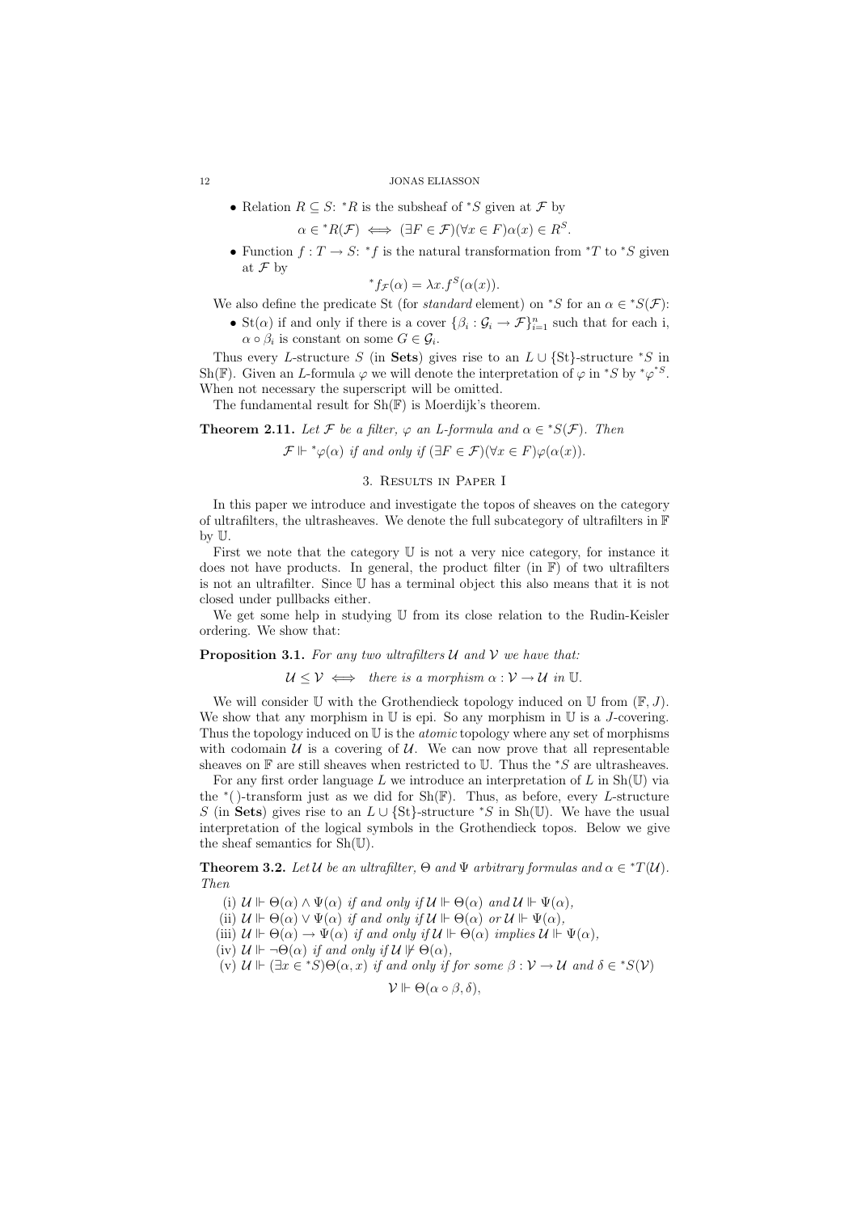- Relation $R \subseteq S$: ${}^*R$ is the subsheaf of ${}^*S$ given at $\mathcal{F}$ by

$$\alpha \in {}^*R(\mathcal{F}) \iff (\exists F \in \mathcal{F})(\forall x \in F)\alpha(x) \in R^S.$$

- Function $f : T \to S$: ${}^*f$ is the natural transformation from ${}^*T$ to ${}^*S$ given at $\mathcal{F}$ by

$${}^*f_{\mathcal{F}}(\alpha) = \lambda x.f^S(\alpha(x)).$$

We also define the predicate St (for *standard* element) on ${}^*S$ for an $\alpha \in {}^*S(\mathcal{F})$:

- $\mathrm{St}(\alpha)$ if and only if there is a cover $\{\beta_i : \mathcal{G}_i \to \mathcal{F}\}_{i=1}^n$ such that for each i, $\alpha \circ \beta_i$ is constant on some $G \in \mathcal{G}_i$.

Thus every $L$-structure $S$ (in **Sets**) gives rise to an $L \cup \{\mathrm{St}\}$-structure ${}^*S$ in $\mathrm{Sh}(\mathbb{F})$. Given an $L$-formula $\varphi$ we will denote the interpretation of $\varphi$ in ${}^*S$ by ${}^*\varphi^{{}^*S}$. When not necessary the superscript will be omitted.

The fundamental result for $\mathrm{Sh}(\mathbb{F})$ is Moerdijk's theorem.

**Theorem 2.11.** *Let $\mathcal{F}$ be a filter, $\varphi$ an $L$-formula and $\alpha \in {}^*S(\mathcal{F})$. Then*

$$\mathcal{F} \Vdash {}^*\varphi(\alpha) \text{ if and only if } (\exists F \in \mathcal{F})(\forall x \in F)\varphi(\alpha(x)).$$

## 3. Results in Paper I

In this paper we introduce and investigate the topos of sheaves on the category of ultrafilters, the ultrasheaves. We denote the full subcategory of ultrafilters in $\mathbb{F}$ by $\mathbb{U}$.

First we note that the category $\mathbb{U}$ is not a very nice category, for instance it does not have products. In general, the product filter (in $\mathbb{F}$) of two ultrafilters is not an ultrafilter. Since $\mathbb{U}$ has a terminal object this also means that it is not closed under pullbacks either.

We get some help in studying $\mathbb{U}$ from its close relation to the Rudin-Keisler ordering. We show that:

**Proposition 3.1.** *For any two ultrafilters $\mathcal{U}$ and $\mathcal{V}$ we have that:*

$$\mathcal{U} \leq \mathcal{V} \iff \text{there is a morphism } \alpha : \mathcal{V} \to \mathcal{U} \text{ in } \mathbb{U}.$$

We will consider $\mathbb{U}$ with the Grothendieck topology induced on $\mathbb{U}$ from $(\mathbb{F}, J)$. We show that any morphism in $\mathbb{U}$ is epi. So any morphism in $\mathbb{U}$ is a $J$-covering. Thus the topology induced on $\mathbb{U}$ is the *atomic* topology where any set of morphisms with codomain $\mathcal{U}$ is a covering of $\mathcal{U}$. We can now prove that all representable sheaves on $\mathbb{F}$ are still sheaves when restricted to $\mathbb{U}$. Thus the ${}^*S$ are ultrasheaves.

For any first order language $L$ we introduce an interpretation of $L$ in $\mathrm{Sh}(\mathbb{U})$ via the ${}^*(\,)$-transform just as we did for $\mathrm{Sh}(\mathbb{F})$. Thus, as before, every $L$-structure $S$ (in **Sets**) gives rise to an $L \cup \{\mathrm{St}\}$-structure ${}^*S$ in $\mathrm{Sh}(\mathbb{U})$. We have the usual interpretation of the logical symbols in the Grothendieck topos. Below we give the sheaf semantics for $\mathrm{Sh}(\mathbb{U})$.

**Theorem 3.2.** *Let $\mathcal{U}$ be an ultrafilter, $\Theta$ and $\Psi$ arbitrary formulas and $\alpha \in {}^*T(\mathcal{U})$. Then*

(i) $\mathcal{U} \Vdash \Theta(\alpha) \wedge \Psi(\alpha)$ *if and only if* $\mathcal{U} \Vdash \Theta(\alpha)$ *and* $\mathcal{U} \Vdash \Psi(\alpha)$,

(ii) $\mathcal{U} \Vdash \Theta(\alpha) \vee \Psi(\alpha)$ *if and only if* $\mathcal{U} \Vdash \Theta(\alpha)$ *or* $\mathcal{U} \Vdash \Psi(\alpha)$,

(iii) $\mathcal{U} \Vdash \Theta(\alpha) \to \Psi(\alpha)$ *if and only if* $\mathcal{U} \Vdash \Theta(\alpha)$ *implies* $\mathcal{U} \Vdash \Psi(\alpha)$,

(iv) $\mathcal{U} \Vdash \neg\Theta(\alpha)$ *if and only if* $\mathcal{U} \nVdash \Theta(\alpha)$,

(v) $\mathcal{U} \Vdash (\exists x \in {}^*S)\Theta(\alpha, x)$ *if and only if for some* $\beta : \mathcal{V} \to \mathcal{U}$ *and* $\delta \in {}^*S(\mathcal{V})$

$$\mathcal{V} \Vdash \Theta(\alpha \circ \beta, \delta),$$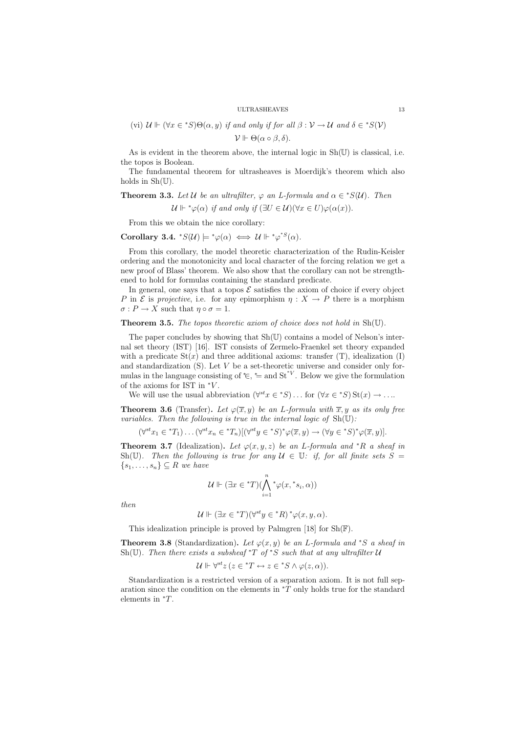(vi) $\mathcal{U} \Vdash (\forall x \in {}^*S)\Theta(\alpha, y)$ *if and only if for all* $\beta : \mathcal{V} \to \mathcal{U}$ *and* $\delta \in {}^*S(\mathcal{V})$

$$\mathcal{V} \Vdash \Theta(\alpha \circ \beta, \delta).$$

As is evident in the theorem above, the internal logic in $\mathrm{Sh}(\mathbb{U})$ is classical, i.e. the topos is Boolean.

The fundamental theorem for ultrasheaves is Moerdijk's theorem which also holds in $\mathrm{Sh}(\mathbb{U})$.

**Theorem 3.3.** *Let $\mathcal{U}$ be an ultrafilter, $\varphi$ an L-formula and $\alpha \in {}^*S(\mathcal{U})$. Then*

$$\mathcal{U} \Vdash {}^*\varphi(\alpha) \text{ if and only if } (\exists U \in \mathcal{U})(\forall x \in U)\varphi(\alpha(x)).$$

From this we obtain the nice corollary:

**Corollary 3.4.** ${}^*S(\mathcal{U}) \models {}^*\varphi(\alpha) \iff \mathcal{U} \Vdash {}^*\varphi^{{}^*S}(\alpha)$.

From this corollary, the model theoretic characterization of the Rudin-Keisler ordering and the monotonicity and local character of the forcing relation we get a new proof of Blass' theorem. We also show that the corollary can not be strengthened to hold for formulas containing the standard predicate.

In general, one says that a topos $\mathcal{E}$ satisfies the axiom of choice if every object $P$ in $\mathcal{E}$ is *projective*, i.e. for any epimorphism $\eta : X \to P$ there is a morphism $\sigma : P \to X$ such that $\eta \circ \sigma = 1$.

**Theorem 3.5.** *The topos theoretic axiom of choice does not hold in* $\mathrm{Sh}(\mathbb{U})$.

The paper concludes by showing that $\mathrm{Sh}(\mathbb{U})$ contains a model of Nelson's internal set theory (IST) [16]. IST consists of Zermelo-Fraenkel set theory expanded with a predicate $\mathrm{St}(x)$ and three additional axioms: transfer (T), idealization (I) and standardization (S). Let $V$ be a set-theoretic universe and consider only formulas in the language consisting of ${}^*\!\in$, ${}^*\!=$ and $\mathrm{St}^{{}^*V}$. Below we give the formulation of the axioms for IST in ${}^*V$.

We will use the usual abbreviation $(\forall^{st} x \in {}^*S) \dots$ for $(\forall x \in {}^*S)\, \mathrm{St}(x) \to \dots$.

**Theorem 3.6** (Transfer)**.** *Let $\varphi(\overline{x}, y)$ be an L-formula with $\overline{x}, y$ as its only free variables. Then the following is true in the internal logic of* $\mathrm{Sh}(\mathbb{U})$*:*

$$(\forall^{st} x_1 \in {}^*T_1) \dots (\forall^{st} x_n \in {}^*T_n)[(\forall^{st} y \in {}^*S)^*\varphi(\overline{x}, y) \to (\forall y \in {}^*S)^*\varphi(\overline{x}, y)].$$

**Theorem 3.7** (Idealization)**.** *Let $\varphi(x, y, z)$ be an L-formula and ${}^*R$ a sheaf in $\mathrm{Sh}(\mathbb{U})$. Then the following is true for any $\mathcal{U} \in \mathbb{U}$: if, for all finite sets $S = \{s_1, \dots, s_n\} \subseteq R$ we have*

$$\mathcal{U} \Vdash (\exists x \in {}^*T)(\bigwedge_{i=1}^{n} {}^*\varphi(x, {}^*s_i, \alpha))$$

*then*

$$\mathcal{U} \Vdash (\exists x \in {}^*T)(\forall^{st} y \in {}^*R)\, {}^*\varphi(x, y, \alpha).$$

This idealization principle is proved by Palmgren [18] for $\mathrm{Sh}(\mathbb{F})$.

**Theorem 3.8** (Standardization)**.** *Let $\varphi(x, y)$ be an L-formula and ${}^*S$ a sheaf in $\mathrm{Sh}(\mathbb{U})$. Then there exists a subsheaf ${}^*T$ of ${}^*S$ such that at any ultrafilter $\mathcal{U}$*

$$\mathcal{U} \Vdash \forall^{st} z\, (z \in {}^*T \leftrightarrow z \in {}^*S \wedge \varphi(z, \alpha)).$$

Standardization is a restricted version of a separation axiom. It is not full separation since the condition on the elements in ${}^*T$ only holds true for the standard elements in ${}^*T$.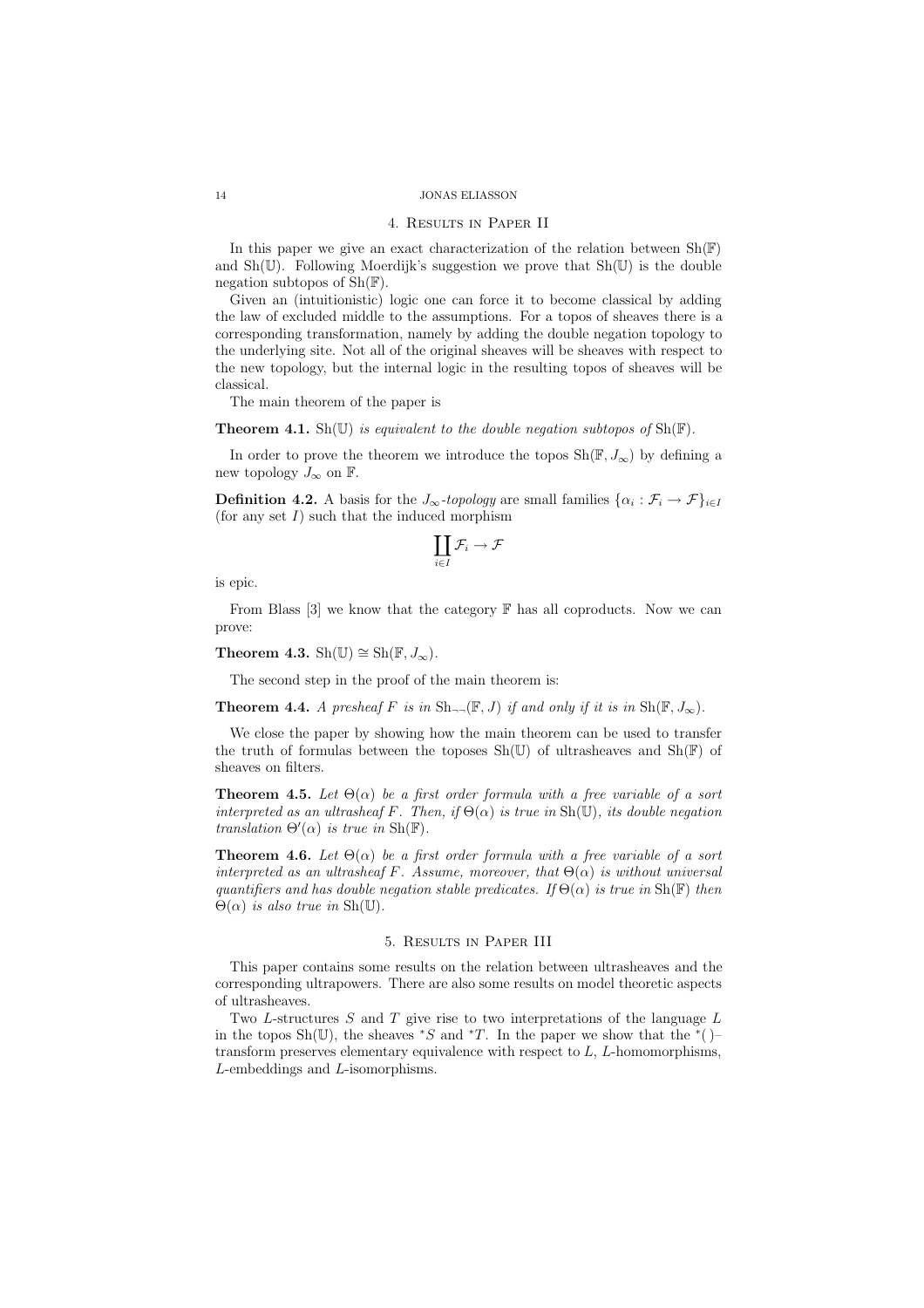## 4. Results in Paper II

In this paper we give an exact characterization of the relation between $\mathrm{Sh}(\mathbb{F})$ and $\mathrm{Sh}(\mathbb{U})$. Following Moerdijk's suggestion we prove that $\mathrm{Sh}(\mathbb{U})$ is the double negation subtopos of $\mathrm{Sh}(\mathbb{F})$.

Given an (intuitionistic) logic one can force it to become classical by adding the law of excluded middle to the assumptions. For a topos of sheaves there is a corresponding transformation, namely by adding the double negation topology to the underlying site. Not all of the original sheaves will be sheaves with respect to the new topology, but the internal logic in the resulting topos of sheaves will be classical.

The main theorem of the paper is

**Theorem 4.1.** *$\mathrm{Sh}(\mathbb{U})$ is equivalent to the double negation subtopos of $\mathrm{Sh}(\mathbb{F})$.*

In order to prove the theorem we introduce the topos $\mathrm{Sh}(\mathbb{F}, J_\infty)$ by defining a new topology $J_\infty$ on $\mathbb{F}$.

**Definition 4.2.** A basis for the *$J_\infty$-topology* are small families $\{\alpha_i : \mathcal{F}_i \to \mathcal{F}\}_{i \in I}$ (for any set $I$) such that the induced morphism

$$\coprod_{i \in I} \mathcal{F}_i \to \mathcal{F}$$

is epic.

From Blass [3] we know that the category $\mathbb{F}$ has all coproducts. Now we can prove:

**Theorem 4.3.** $\mathrm{Sh}(\mathbb{U}) \cong \mathrm{Sh}(\mathbb{F}, J_\infty)$.

The second step in the proof of the main theorem is:

**Theorem 4.4.** *A presheaf $F$ is in $\mathrm{Sh}_{\neg\neg}(\mathbb{F}, J)$ if and only if it is in $\mathrm{Sh}(\mathbb{F}, J_\infty)$.*

We close the paper by showing how the main theorem can be used to transfer the truth of formulas between the toposes $\mathrm{Sh}(\mathbb{U})$ of ultrasheaves and $\mathrm{Sh}(\mathbb{F})$ of sheaves on filters.

**Theorem 4.5.** *Let $\Theta(\alpha)$ be a first order formula with a free variable of a sort interpreted as an ultrasheaf $F$. Then, if $\Theta(\alpha)$ is true in $\mathrm{Sh}(\mathbb{U})$, its double negation translation $\Theta'(\alpha)$ is true in $\mathrm{Sh}(\mathbb{F})$.*

**Theorem 4.6.** *Let $\Theta(\alpha)$ be a first order formula with a free variable of a sort interpreted as an ultrasheaf $F$. Assume, moreover, that $\Theta(\alpha)$ is without universal quantifiers and has double negation stable predicates. If $\Theta(\alpha)$ is true in $\mathrm{Sh}(\mathbb{F})$ then $\Theta(\alpha)$ is also true in $\mathrm{Sh}(\mathbb{U})$.*

## 5. Results in Paper III

This paper contains some results on the relation between ultrasheaves and the corresponding ultrapowers. There are also some results on model theoretic aspects of ultrasheaves.

Two $L$-structures $S$ and $T$ give rise to two interpretations of the language $L$ in the topos $\mathrm{Sh}(\mathbb{U})$, the sheaves ${}^*S$ and ${}^*T$. In the paper we show that the ${}^*(\,)$–transform preserves elementary equivalence with respect to $L$, $L$-homomorphisms, $L$-embeddings and $L$-isomorphisms.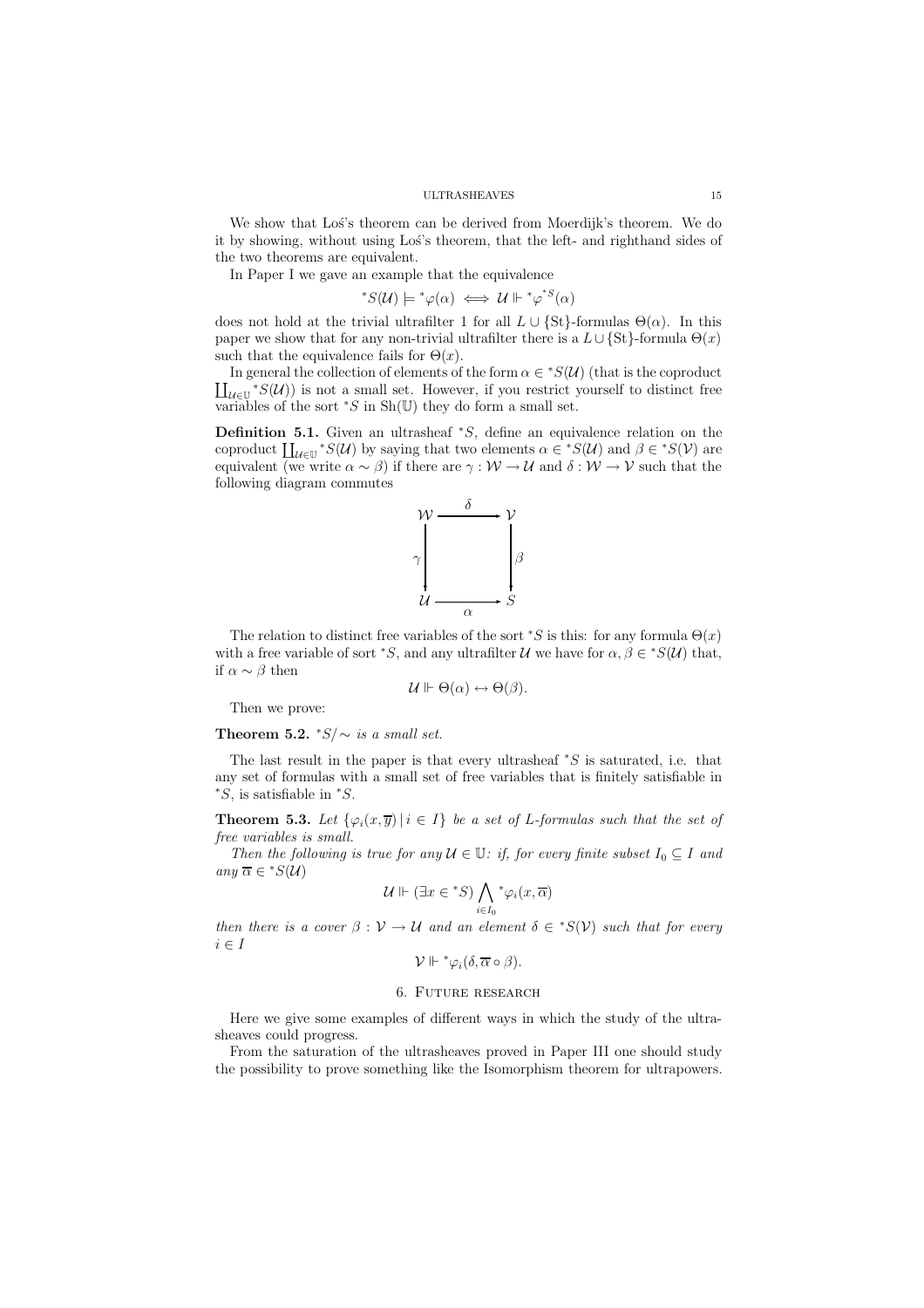We show that Łoś's theorem can be derived from Moerdijk's theorem. We do it by showing, without using Łoś's theorem, that the left- and righthand sides of the two theorems are equivalent.

In Paper I we gave an example that the equivalence

$$^*S(\mathcal{U}) \models {}^*\varphi(\alpha) \iff \mathcal{U} \Vdash {}^*\varphi^{^*S}(\alpha)$$

does not hold at the trivial ultrafilter 1 for all $L \cup \{\mathrm{St}\}$-formulas $\Theta(\alpha)$. In this paper we show that for any non-trivial ultrafilter there is a $L \cup \{\mathrm{St}\}$-formula $\Theta(x)$ such that the equivalence fails for $\Theta(x)$.

In general the collection of elements of the form $\alpha \in {}^*S(\mathcal{U})$ (that is the coproduct $\coprod_{\mathcal{U}\in\mathbb{U}} {}^*S(\mathcal{U})$) is not a small set. However, if you restrict yourself to distinct free variables of the sort $^*S$ in $\mathrm{Sh}(\mathbb{U})$ they do form a small set.

**Definition 5.1.** Given an ultrasheaf $^*S$, define an equivalence relation on the coproduct $\coprod_{\mathcal{U}\in\mathbb{U}} {}^*S(\mathcal{U})$ by saying that two elements $\alpha \in {}^*S(\mathcal{U})$ and $\beta \in {}^*S(\mathcal{V})$ are equivalent (we write $\alpha \sim \beta$) if there are $\gamma : \mathcal{W} \to \mathcal{U}$ and $\delta : \mathcal{W} \to \mathcal{V}$ such that the following diagram commutes

$$\begin{array}{ccc} \mathcal{W} & \xrightarrow{\delta} & \mathcal{V} \\ {\scriptstyle\gamma}\downarrow & & \downarrow{\scriptstyle\beta} \\ \mathcal{U} & \xrightarrow[\alpha]{} & S \end{array}$$

The relation to distinct free variables of the sort $^*S$ is this: for any formula $\Theta(x)$ with a free variable of sort $^*S$, and any ultrafilter $\mathcal{U}$ we have for $\alpha, \beta \in {}^*S(\mathcal{U})$ that, if $\alpha \sim \beta$ then

$$\mathcal{U} \Vdash \Theta(\alpha) \leftrightarrow \Theta(\beta).$$

Then we prove:

**Theorem 5.2.** *$^*S/\sim$ is a small set.*

The last result in the paper is that every ultrasheaf $^*S$ is saturated, i.e. that any set of formulas with a small set of free variables that is finitely satisfiable in $^*S$, is satisfiable in $^*S$.

**Theorem 5.3.** *Let $\{\varphi_i(x, \overline{y}) \,|\, i \in I\}$ be a set of $L$-formulas such that the set of free variables is small.*

*Then the following is true for any $\mathcal{U} \in \mathbb{U}$: if, for every finite subset $I_0 \subseteq I$ and any $\overline{\alpha} \in {}^*S(\mathcal{U})$*

$$\mathcal{U} \Vdash (\exists x \in {}^*S) \bigwedge_{i\in I_0} {}^*\varphi_i(x, \overline{\alpha})$$

*then there is a cover $\beta : \mathcal{V} \to \mathcal{U}$ and an element $\delta \in {}^*S(\mathcal{V})$ such that for every $i \in I$*

$$\mathcal{V} \Vdash {}^*\varphi_i(\delta, \overline{\alpha} \circ \beta).$$

## 6. Future research

Here we give some examples of different ways in which the study of the ultrasheaves could progress.

From the saturation of the ultrasheaves proved in Paper III one should study the possibility to prove something like the Isomorphism theorem for ultrapowers.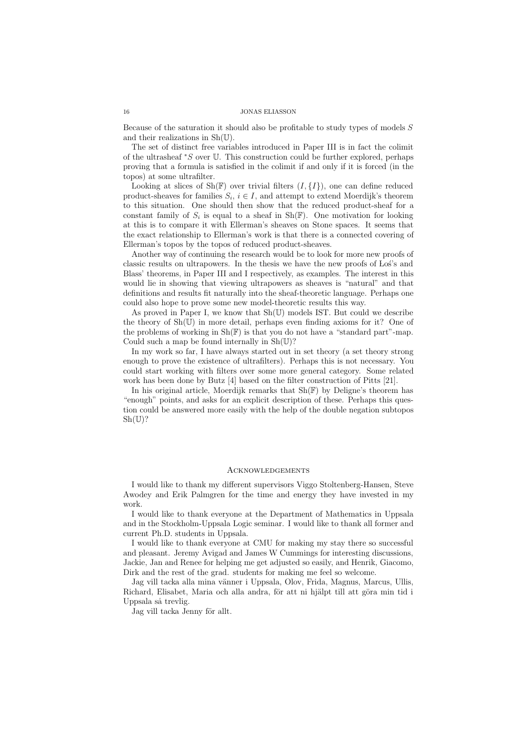Because of the saturation it should also be profitable to study types of models $S$ and their realizations in $\mathrm{Sh}(\mathbb{U})$.

The set of distinct free variables introduced in Paper III is in fact the colimit of the ultrasheaf ${}^*S$ over $\mathbb{U}$. This construction could be further explored, perhaps proving that a formula is satisfied in the colimit if and only if it is forced (in the topos) at some ultrafilter.

Looking at slices of $\mathrm{Sh}(\mathbb{F})$ over trivial filters $(I, \{I\})$, one can define reduced product-sheaves for families $S_i$, $i \in I$, and attempt to extend Moerdijk's theorem to this situation. One should then show that the reduced product-sheaf for a constant family of $S_i$ is equal to a sheaf in $\mathrm{Sh}(\mathbb{F})$. One motivation for looking at this is to compare it with Ellerman's sheaves on Stone spaces. It seems that the exact relationship to Ellerman's work is that there is a connected covering of Ellerman's topos by the topos of reduced product-sheaves.

Another way of continuing the research would be to look for more new proofs of classic results on ultrapowers. In the thesis we have the new proofs of Łoś's and Blass' theorems, in Paper III and I respectively, as examples. The interest in this would lie in showing that viewing ultrapowers as sheaves is "natural" and that definitions and results fit naturally into the sheaf-theoretic language. Perhaps one could also hope to prove some new model-theoretic results this way.

As proved in Paper I, we know that $\mathrm{Sh}(\mathbb{U})$ models IST. But could we describe the theory of $\mathrm{Sh}(\mathbb{U})$ in more detail, perhaps even finding axioms for it? One of the problems of working in $\mathrm{Sh}(\mathbb{F})$ is that you do not have a "standard part"-map. Could such a map be found internally in $\mathrm{Sh}(\mathbb{U})$?

In my work so far, I have always started out in set theory (a set theory strong enough to prove the existence of ultrafilters). Perhaps this is not necessary. You could start working with filters over some more general category. Some related work has been done by Butz [4] based on the filter construction of Pitts [21].

In his original article, Moerdijk remarks that $\mathrm{Sh}(\mathbb{F})$ by Deligne's theorem has "enough" points, and asks for an explicit description of these. Perhaps this question could be answered more easily with the help of the double negation subtopos $\mathrm{Sh}(\mathbb{U})$?

## Acknowledgements

I would like to thank my different supervisors Viggo Stoltenberg-Hansen, Steve Awodey and Erik Palmgren for the time and energy they have invested in my work.

I would like to thank everyone at the Department of Mathematics in Uppsala and in the Stockholm-Uppsala Logic seminar. I would like to thank all former and current Ph.D. students in Uppsala.

I would like to thank everyone at CMU for making my stay there so successful and pleasant. Jeremy Avigad and James W Cummings for interesting discussions, Jackie, Jan and Renee for helping me get adjusted so easily, and Henrik, Giacomo, Dirk and the rest of the grad. students for making me feel so welcome.

Jag vill tacka alla mina vänner i Uppsala, Olov, Frida, Magnus, Marcus, Ullis, Richard, Elisabet, Maria och alla andra, för att ni hjälpt till att göra min tid i Uppsala så trevlig.

Jag vill tacka Jenny för allt.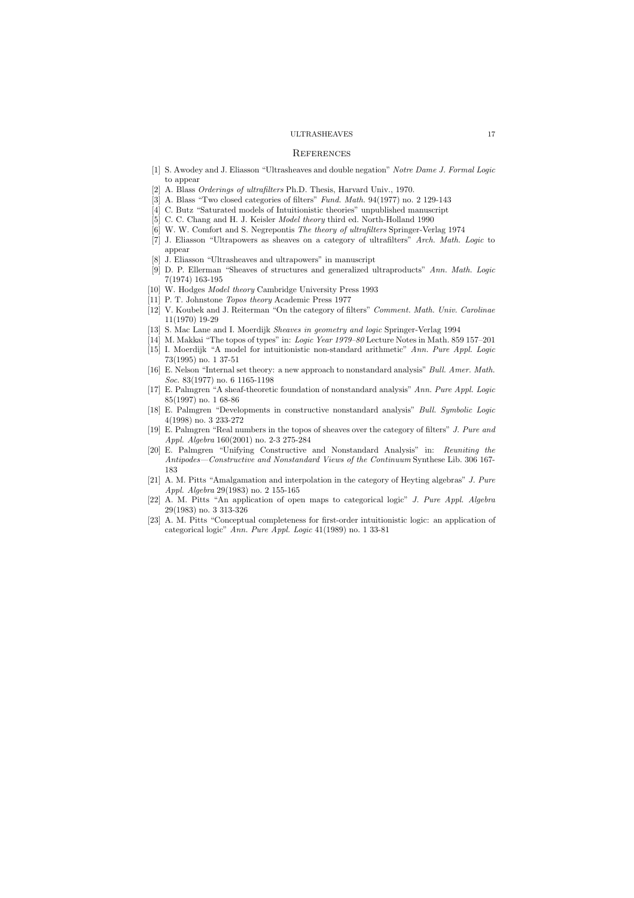## References

[1] S. Awodey and J. Eliasson "Ultrasheaves and double negation" *Notre Dame J. Formal Logic* to appear

[2] A. Blass *Orderings of ultrafilters* Ph.D. Thesis, Harvard Univ., 1970.

[3] A. Blass "Two closed categories of filters" *Fund. Math.* 94(1977) no. 2 129-143

[4] C. Butz "Saturated models of Intuitionistic theories" unpublished manuscript

[5] C. C. Chang and H. J. Keisler *Model theory* third ed. North-Holland 1990

[6] W. W. Comfort and S. Negrepontis *The theory of ultrafilters* Springer-Verlag 1974

[7] J. Eliasson "Ultrapowers as sheaves on a category of ultrafilters" *Arch. Math. Logic* to appear

[8] J. Eliasson "Ultrasheaves and ultrapowers" in manuscript

[9] D. P. Ellerman "Sheaves of structures and generalized ultraproducts" *Ann. Math. Logic* 7(1974) 163-195

[10] W. Hodges *Model theory* Cambridge University Press 1993

[11] P. T. Johnstone *Topos theory* Academic Press 1977

[12] V. Koubek and J. Reiterman "On the category of filters" *Comment. Math. Univ. Carolinae* 11(1970) 19-29

[13] S. Mac Lane and I. Moerdijk *Sheaves in geometry and logic* Springer-Verlag 1994

[14] M. Makkai "The topos of types" in: *Logic Year 1979–80* Lecture Notes in Math. 859 157–201

[15] I. Moerdijk "A model for intuitionistic non-standard arithmetic" *Ann. Pure Appl. Logic* 73(1995) no. 1 37-51

[16] E. Nelson "Internal set theory: a new approach to nonstandard analysis" *Bull. Amer. Math. Soc.* 83(1977) no. 6 1165-1198

[17] E. Palmgren "A sheaf-theoretic foundation of nonstandard analysis" *Ann. Pure Appl. Logic* 85(1997) no. 1 68-86

[18] E. Palmgren "Developments in constructive nonstandard analysis" *Bull. Symbolic Logic* 4(1998) no. 3 233-272

[19] E. Palmgren "Real numbers in the topos of sheaves over the category of filters" *J. Pure and Appl. Algebra* 160(2001) no. 2-3 275-284

[20] E. Palmgren "Unifying Constructive and Nonstandard Analysis" in: *Reuniting the Antipodes—Constructive and Nonstandard Views of the Continuum* Synthese Lib. 306 167-183

[21] A. M. Pitts "Amalgamation and interpolation in the category of Heyting algebras" *J. Pure Appl. Algebra* 29(1983) no. 2 155-165

[22] A. M. Pitts "An application of open maps to categorical logic" *J. Pure Appl. Algebra* 29(1983) no. 3 313-326

[23] A. M. Pitts "Conceptual completeness for first-order intuitionistic logic: an application of categorical logic" *Ann. Pure Appl. Logic* 41(1989) no. 1 33-81